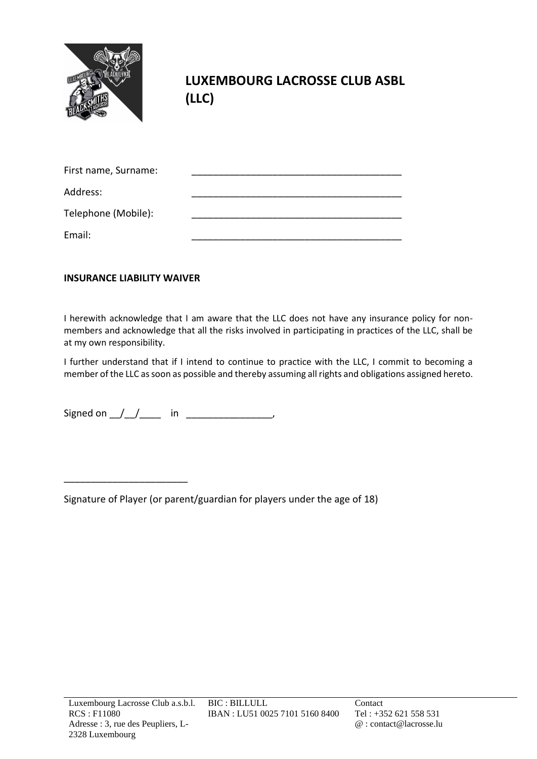# LUXEMBOURG LACROSSE CLUB ASBL (LLC)

First name, Surname: \_\_\_\_\_\_\_\_\_\_\_\_\_\_\_\_\_\_\_\_\_\_\_\_\_\_\_\_\_\_\_\_\_\_\_\_\_\_\_\_

Address: \_\_\_\_\_\_\_\_\_\_\_\_\_\_\_\_\_\_\_\_\_\_\_\_\_\_\_\_\_\_\_\_\_\_\_\_\_\_\_\_

Telephone (Mobile): \_\_\_\_\_\_\_\_\_\_\_\_\_\_\_\_\_\_\_\_\_\_\_\_\_\_\_\_\_\_\_\_\_\_\_\_\_\_\_\_

Email: \_\_\_\_\_\_\_\_\_\_\_\_\_\_\_\_\_\_\_\_\_\_\_\_\_\_\_\_\_\_\_\_\_\_\_\_\_\_\_\_

**INSURANCE LIABILITY WAIVER**

I herewith acknowledge that I am aware that the LLC does not have any insurance policy for non-members and acknowledge that all the risks involved in participating in practices of the LLC, shall be at my own responsibility.

I further understand that if I intend to continue to practice with the LLC, I commit to becoming a member of the LLC as soon as possible and thereby assuming all rights and obligations assigned hereto.

Signed on \_\_/\_\_/\_\_\_\_ in \_\_\_\_\_\_\_\_\_\_\_\_\_\_\_\_,

\_\_\_\_\_\_\_\_\_\_\_\_\_\_\_\_\_\_\_\_\_\_\_

Signature of Player (or parent/guardian for players under the age of 18)

Luxembourg Lacrosse Club a.s.b.l.
RCS : F11080
Adresse : 3, rue des Peupliers, L-2328 Luxembourg

BIC : BILLULL
IBAN : LU51 0025 7101 5160 8400

Contact
Tel : +352 621 558 531
@ : contact@lacrosse.lu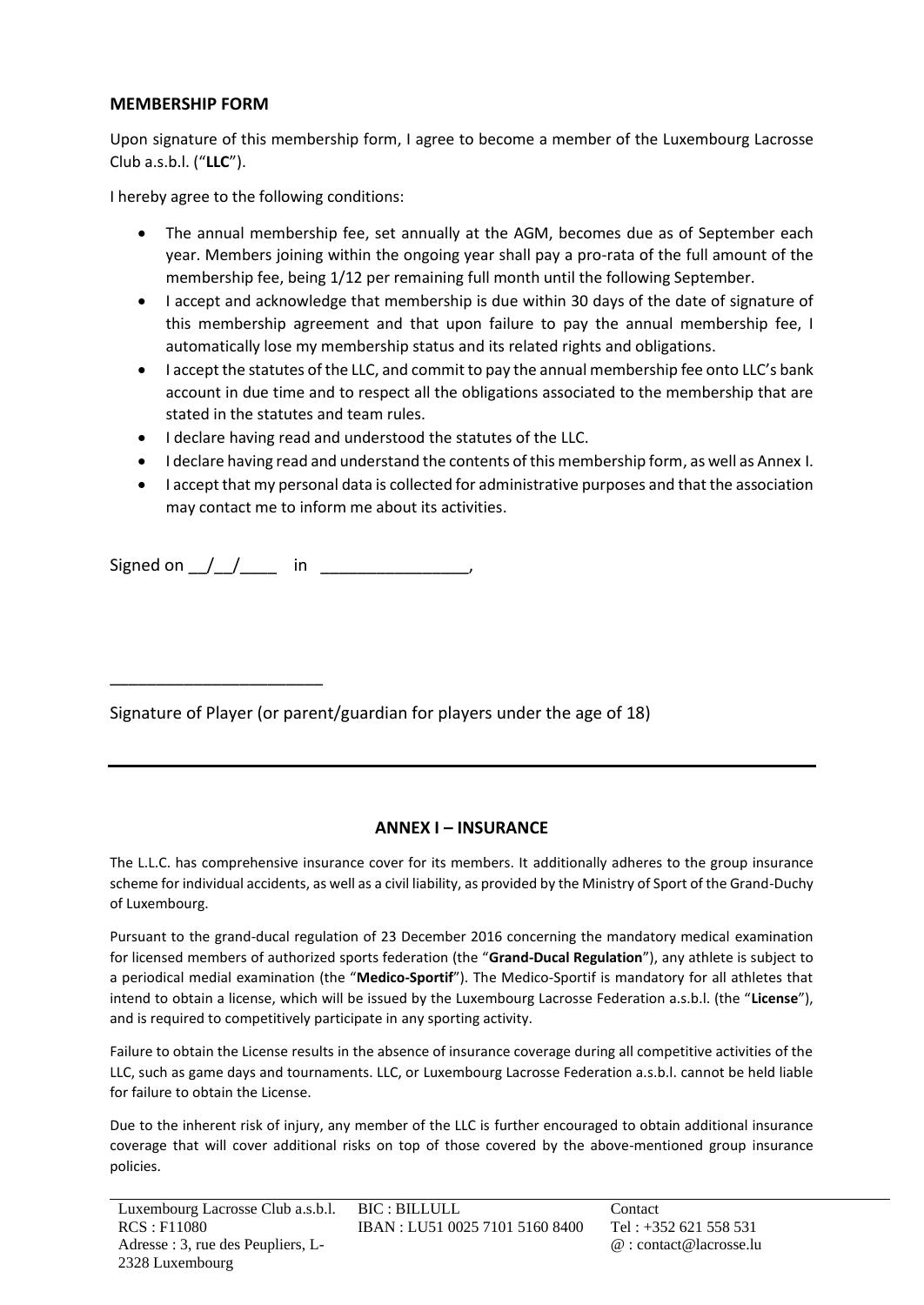**MEMBERSHIP FORM**

Upon signature of this membership form, I agree to become a member of the Luxembourg Lacrosse Club a.s.b.l. ("**LLC**").

I hereby agree to the following conditions:

- The annual membership fee, set annually at the AGM, becomes due as of September each year. Members joining within the ongoing year shall pay a pro-rata of the full amount of the membership fee, being 1/12 per remaining full month until the following September.
- I accept and acknowledge that membership is due within 30 days of the date of signature of this membership agreement and that upon failure to pay the annual membership fee, I automatically lose my membership status and its related rights and obligations.
- I accept the statutes of the LLC, and commit to pay the annual membership fee onto LLC's bank account in due time and to respect all the obligations associated to the membership that are stated in the statutes and team rules.
- I declare having read and understood the statutes of the LLC.
- I declare having read and understand the contents of this membership form, as well as Annex I.
- I accept that my personal data is collected for administrative purposes and that the association may contact me to inform me about its activities.

Signed on __/__/____ in ________________,

________________________

Signature of Player (or parent/guardian for players under the age of 18)

---

## ANNEX I – INSURANCE

The L.L.C. has comprehensive insurance cover for its members. It additionally adheres to the group insurance scheme for individual accidents, as well as a civil liability, as provided by the Ministry of Sport of the Grand-Duchy of Luxembourg.

Pursuant to the grand-ducal regulation of 23 December 2016 concerning the mandatory medical examination for licensed members of authorized sports federation (the "**Grand-Ducal Regulation**"), any athlete is subject to a periodical medial examination (the "**Medico-Sportif**"). The Medico-Sportif is mandatory for all athletes that intend to obtain a license, which will be issued by the Luxembourg Lacrosse Federation a.s.b.l. (the "**License**"), and is required to competitively participate in any sporting activity.

Failure to obtain the License results in the absence of insurance coverage during all competitive activities of the LLC, such as game days and tournaments. LLC, or Luxembourg Lacrosse Federation a.s.b.l. cannot be held liable for failure to obtain the License.

Due to the inherent risk of injury, any member of the LLC is further encouraged to obtain additional insurance coverage that will cover additional risks on top of those covered by the above-mentioned group insurance policies.